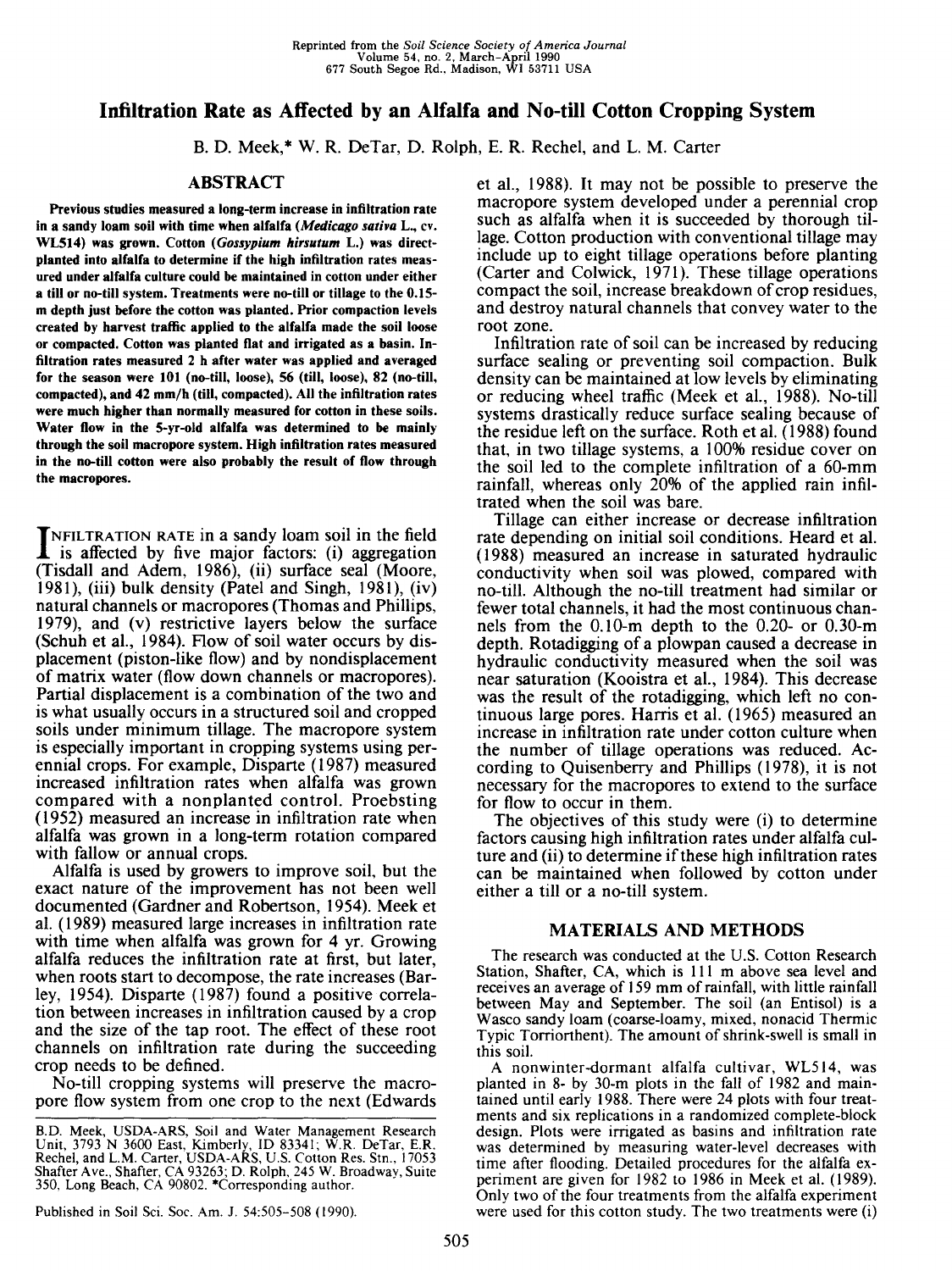Reprinted from the *Soil Science Society of America Journal*
Volume 54, no. 2, March–April 1990
677 South Segoe Rd., Madison, WI 53711 USA

# Infiltration Rate as Affected by an Alfalfa and No-till Cotton Cropping System

B. D. Meek,* W. R. DeTar, D. Rolph, E. R. Rechel, and L. M. Carter

## ABSTRACT

**Previous studies measured a long-term increase in infiltration rate in a sandy loam soil with time when alfalfa (*Medicago sativa* L., cv. WL514) was grown. Cotton (*Gossypium hirsutum* L.) was direct-planted into alfalfa to determine if the high infiltration rates measured under alfalfa culture could be maintained in cotton under either a till or no-till system. Treatments were no-till or tillage to the 0.15-m depth just before the cotton was planted. Prior compaction levels created by harvest traffic applied to the alfalfa made the soil loose or compacted. Cotton was planted flat and irrigated as a basin. Infiltration rates measured 2 h after water was applied and averaged for the season were 101 (no-till, loose), 56 (till, loose), 82 (no-till, compacted), and 42 mm/h (till, compacted). All the infiltration rates were much higher than normally measured for cotton in these soils. Water flow in the 5-yr-old alfalfa was determined to be mainly through the soil macropore system. High infiltration rates measured in the no-till cotton were also probably the result of flow through the macropores.**

INFILTRATION RATE in a sandy loam soil in the field is affected by five major factors: (i) aggregation (Tisdall and Adem, 1986), (ii) surface seal (Moore, 1981), (iii) bulk density (Patel and Singh, 1981), (iv) natural channels or macropores (Thomas and Phillips, 1979), and (v) restrictive layers below the surface (Schuh et al., 1984). Flow of soil water occurs by displacement (piston-like flow) and by nondisplacement of matrix water (flow down channels or macropores). Partial displacement is a combination of the two and is what usually occurs in a structured soil and cropped soils under minimum tillage. The macropore system is especially important in cropping systems using perennial crops. For example, Disparte (1987) measured increased infiltration rates when alfalfa was grown compared with a nonplanted control. Proebsting (1952) measured an increase in infiltration rate when alfalfa was grown in a long-term rotation compared with fallow or annual crops.

Alfalfa is used by growers to improve soil, but the exact nature of the improvement has not been well documented (Gardner and Robertson, 1954). Meek et al. (1989) measured large increases in infiltration rate with time when alfalfa was grown for 4 yr. Growing alfalfa reduces the infiltration rate at first, but later, when roots start to decompose, the rate increases (Barley, 1954). Disparte (1987) found a positive correlation between increases in infiltration caused by a crop and the size of the tap root. The effect of these root channels on infiltration rate during the succeeding crop needs to be defined.

No-till cropping systems will preserve the macropore flow system from one crop to the next (Edwards et al., 1988). It may not be possible to preserve the macropore system developed under a perennial crop such as alfalfa when it is succeeded by thorough tillage. Cotton production with conventional tillage may include up to eight tillage operations before planting (Carter and Colwick, 1971). These tillage operations compact the soil, increase breakdown of crop residues, and destroy natural channels that convey water to the root zone.

Infiltration rate of soil can be increased by reducing surface sealing or preventing soil compaction. Bulk density can be maintained at low levels by eliminating or reducing wheel traffic (Meek et al., 1988). No-till systems drastically reduce surface sealing because of the residue left on the surface. Roth et al. (1988) found that, in two tillage systems, a 100% residue cover on the soil led to the complete infiltration of a 60-mm rainfall, whereas only 20% of the applied rain infiltrated when the soil was bare.

Tillage can either increase or decrease infiltration rate depending on initial soil conditions. Heard et al. (1988) measured an increase in saturated hydraulic conductivity when soil was plowed, compared with no-till. Although the no-till treatment had similar or fewer total channels, it had the most continuous channels from the 0.10-m depth to the 0.20- or 0.30-m depth. Rotadigging of a plowpan caused a decrease in hydraulic conductivity measured when the soil was near saturation (Kooistra et al., 1984). This decrease was the result of the rotadigging, which left no continuous large pores. Harris et al. (1965) measured an increase in infiltration rate under cotton culture when the number of tillage operations was reduced. According to Quisenberry and Phillips (1978), it is not necessary for the macropores to extend to the surface for flow to occur in them.

The objectives of this study were (i) to determine factors causing high infiltration rates under alfalfa culture and (ii) to determine if these high infiltration rates can be maintained when followed by cotton under either a till or a no-till system.

## MATERIALS AND METHODS

The research was conducted at the U.S. Cotton Research Station, Shafter, CA, which is 111 m above sea level and receives an average of 159 mm of rainfall, with little rainfall between May and September. The soil (an Entisol) is a Wasco sandy loam (coarse-loamy, mixed, nonacid Thermic Typic Torriorthent). The amount of shrink-swell is small in this soil.

A nonwinter-dormant alfalfa cultivar, WL514, was planted in 8- by 30-m plots in the fall of 1982 and maintained until early 1988. There were 24 plots with four treatments and six replications in a randomized complete-block design. Plots were irrigated as basins and infiltration rate was determined by measuring water-level decreases with time after flooding. Detailed procedures for the alfalfa experiment are given for 1982 to 1986 in Meek et al. (1989). Only two of the four treatments from the alfalfa experiment were used for this cotton study. The two treatments were (i)

B.D. Meek, USDA-ARS, Soil and Water Management Research Unit, 3793 N 3600 East, Kimberly, ID 83341; W.R. DeTar, E.R. Rechel, and L.M. Carter, USDA-ARS, U.S. Cotton Res. Stn., 17053 Shafter Ave., Shafter, CA 93263; D. Rolph, 245 W. Broadway, Suite 350, Long Beach, CA 90802. *Corresponding author.

Published in Soil Sci. Soc. Am. J. 54:505–508 (1990).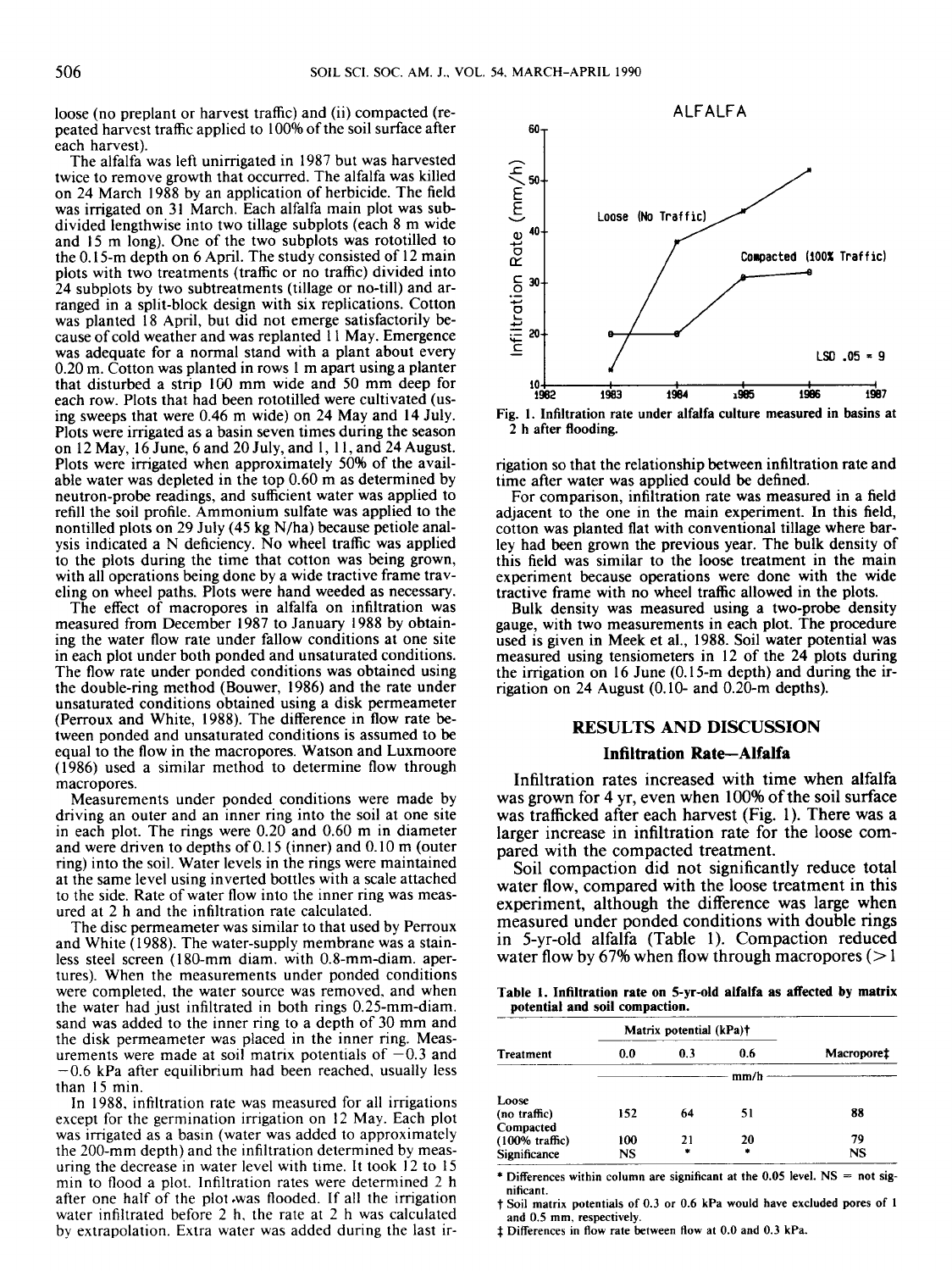loose (no preplant or harvest traffic) and (ii) compacted (repeated harvest traffic applied to 100% of the soil surface after each harvest).

The alfalfa was left unirrigated in 1987 but was harvested twice to remove growth that occurred. The alfalfa was killed on 24 March 1988 by an application of herbicide. The field was irrigated on 31 March. Each alfalfa main plot was subdivided lengthwise into two tillage subplots (each 8 m wide and 15 m long). One of the two subplots was rototilled to the 0.15-m depth on 6 April. The study consisted of 12 main plots with two treatments (traffic or no traffic) divided into 24 subplots by two subtreatments (tillage or no-till) and arranged in a split-block design with six replications. Cotton was planted 18 April, but did not emerge satisfactorily because of cold weather and was replanted 11 May. Emergence was adequate for a normal stand with a plant about every 0.20 m. Cotton was planted in rows 1 m apart using a planter that disturbed a strip 100 mm wide and 50 mm deep for each row. Plots that had been rototilled were cultivated (using sweeps that were 0.46 m wide) on 24 May and 14 July. Plots were irrigated as a basin seven times during the season on 12 May, 16 June, 6 and 20 July, and 1, 11, and 24 August. Plots were irrigated when approximately 50% of the available water was depleted in the top 0.60 m as determined by neutron-probe readings, and sufficient water was applied to refill the soil profile. Ammonium sulfate was applied to the nontilled plots on 29 July (45 kg N/ha) because petiole analysis indicated a N deficiency. No wheel traffic was applied to the plots during the time that cotton was being grown, with all operations being done by a wide tractive frame traveling on wheel paths. Plots were hand weeded as necessary.

The effect of macropores in alfalfa on infiltration was measured from December 1987 to January 1988 by obtaining the water flow rate under fallow conditions at one site in each plot under both ponded and unsaturated conditions. The flow rate under ponded conditions was obtained using the double-ring method (Bouwer, 1986) and the rate under unsaturated conditions obtained using a disk permeameter (Perroux and White, 1988). The difference in flow rate between ponded and unsaturated conditions is assumed to be equal to the flow in the macropores. Watson and Luxmoore (1986) used a similar method to determine flow through macropores.

Measurements under ponded conditions were made by driving an outer and an inner ring into the soil at one site in each plot. The rings were 0.20 and 0.60 m in diameter and were driven to depths of 0.15 (inner) and 0.10 m (outer ring) into the soil. Water levels in the rings were maintained at the same level using inverted bottles with a scale attached to the side. Rate of water flow into the inner ring was measured at 2 h and the infiltration rate calculated.

The disc permeameter was similar to that used by Perroux and White (1988). The water-supply membrane was a stainless steel screen (180-mm diam. with 0.8-mm-diam. apertures). When the measurements under ponded conditions were completed, the water source was removed, and when the water had just infiltrated in both rings 0.25-mm-diam. sand was added to the inner ring to a depth of 30 mm and the disk permeameter was placed in the inner ring. Measurements were made at soil matrix potentials of −0.3 and −0.6 kPa after equilibrium had been reached, usually less than 15 min.

In 1988, infiltration rate was measured for all irrigations except for the germination irrigation on 12 May. Each plot was irrigated as a basin (water was added to approximately the 200-mm depth) and the infiltration determined by measuring the decrease in water level with time. It took 12 to 15 min to flood a plot. Infiltration rates were determined 2 h after one half of the plot was flooded. If all the irrigation water infiltrated before 2 h, the rate at 2 h was calculated by extrapolation. Extra water was added during the last irrigation so that the relationship between infiltration rate and time after water was applied could be defined.

For comparison, infiltration rate was measured in a field adjacent to the one in the main experiment. In this field, cotton was planted flat with conventional tillage where barley had been grown the previous year. The bulk density of this field was similar to the loose treatment in the main experiment because operations were done with the wide tractive frame with no wheel traffic allowed in the plots.

Bulk density was measured using a two-probe density gauge, with two measurements in each plot. The procedure used is given in Meek et al., 1988. Soil water potential was measured using tensiometers in 12 of the 24 plots during the irrigation on 16 June (0.15-m depth) and during the irrigation on 24 August (0.10- and 0.20-m depths).

Fig. 1. Infiltration rate under alfalfa culture measured in basins at 2 h after flooding.

## RESULTS AND DISCUSSION

### Infiltration Rate—Alfalfa

Infiltration rates increased with time when alfalfa was grown for 4 yr, even when 100% of the soil surface was trafficked after each harvest (Fig. 1). There was a larger increase in infiltration rate for the loose compared with the compacted treatment.

Soil compaction did not significantly reduce total water flow, compared with the loose treatment in this experiment, although the difference was large when measured under ponded conditions with double rings in 5-yr-old alfalfa (Table 1). Compaction reduced water flow by 67% when flow through macropores (>1

Table 1. Infiltration rate on 5-yr-old alfalfa as affected by matrix potential and soil compaction.

| Treatment | Matrix potential (kPa)† | | | Macropore‡ |
|---|---|---|---|---|
| | 0.0 | 0.3 | 0.6 | |
| | mm/h | | | |
| Loose (no traffic) | 152 | 64 | 51 | 88 |
| Compacted (100% traffic) | 100 | 21 | 20 | 79 |
| Significance | NS | * | * | NS |

\* Differences within column are significant at the 0.05 level. NS = not significant.

† Soil matrix potentials of 0.3 or 0.6 kPa would have excluded pores of 1 and 0.5 mm, respectively.

‡ Differences in flow rate between flow at 0.0 and 0.3 kPa.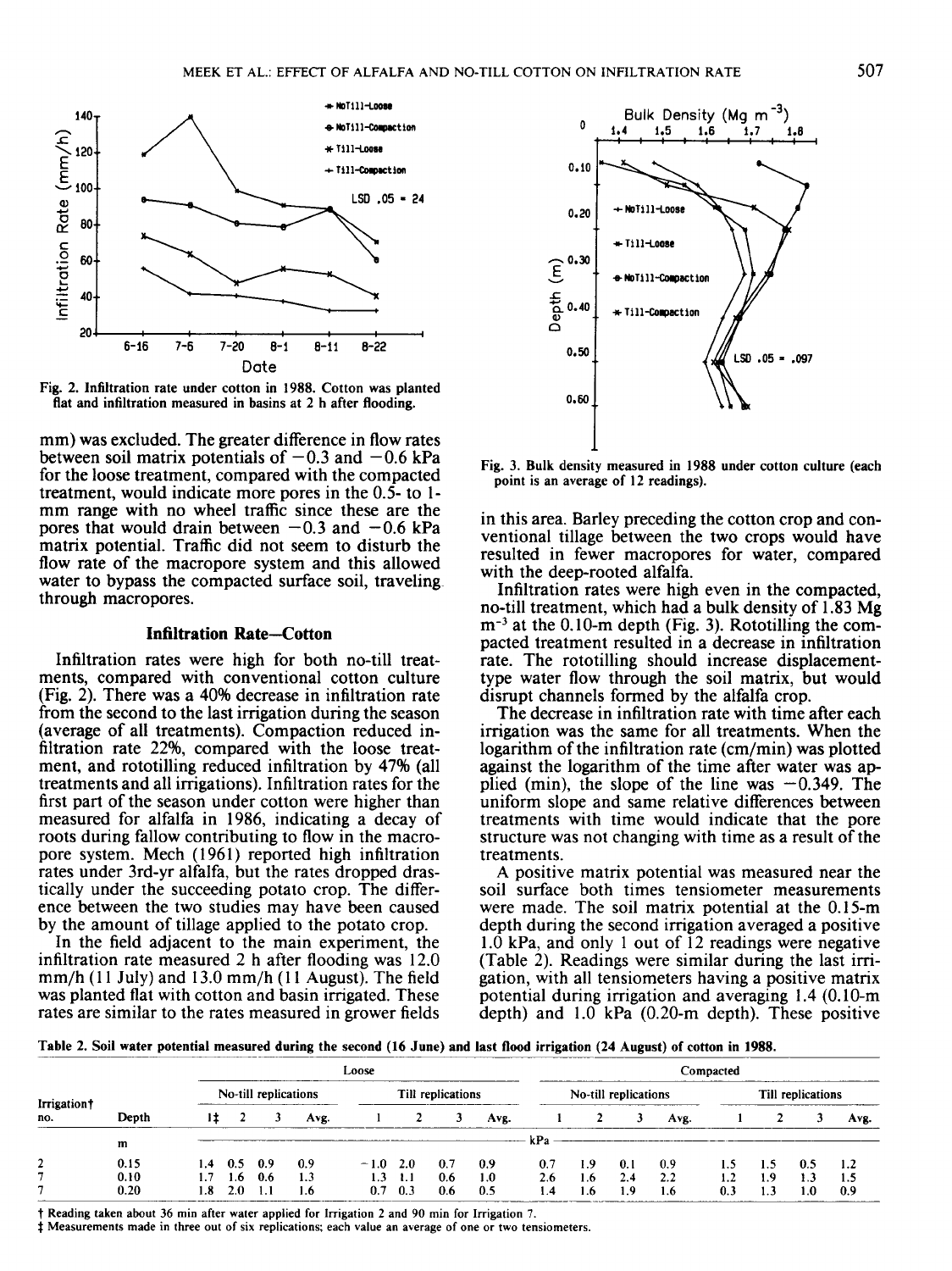Fig. 2. Infiltration rate under cotton in 1988. Cotton was planted flat and infiltration measured in basins at 2 h after flooding.

Fig. 3. Bulk density measured in 1988 under cotton culture (each point is an average of 12 readings).

mm) was excluded. The greater difference in flow rates between soil matrix potentials of −0.3 and −0.6 kPa for the loose treatment, compared with the compacted treatment, would indicate more pores in the 0.5- to 1-mm range with no wheel traffic since these are the pores that would drain between −0.3 and −0.6 kPa matrix potential. Traffic did not seem to disturb the flow rate of the macropore system and this allowed water to bypass the compacted surface soil, traveling through macropores.

## Infiltration Rate—Cotton

Infiltration rates were high for both no-till treatments, compared with conventional cotton culture (Fig. 2). There was a 40% decrease in infiltration rate from the second to the last irrigation during the season (average of all treatments). Compaction reduced infiltration rate 22%, compared with the loose treatment, and rototilling reduced infiltration by 47% (all treatments and all irrigations). Infiltration rates for the first part of the season under cotton were higher than measured for alfalfa in 1986, indicating a decay of roots during fallow contributing to flow in the macropore system. Mech (1961) reported high infiltration rates under 3rd-yr alfalfa, but the rates dropped drastically under the succeeding potato crop. The difference between the two studies may have been caused by the amount of tillage applied to the potato crop.

In the field adjacent to the main experiment, the infiltration rate measured 2 h after flooding was 12.0 mm/h (11 July) and 13.0 mm/h (11 August). The field was planted flat with cotton and basin irrigated. These rates are similar to the rates measured in grower fields in this area. Barley preceding the cotton crop and conventional tillage between the two crops would have resulted in fewer macropores for water, compared with the deep-rooted alfalfa.

Infiltration rates were high even in the compacted, no-till treatment, which had a bulk density of 1.83 Mg m$^{-3}$ at the 0.10-m depth (Fig. 3). Rototilling the compacted treatment resulted in a decrease in infiltration rate. The rototilling should increase displacement-type water flow through the soil matrix, but would disrupt channels formed by the alfalfa crop.

The decrease in infiltration rate with time after each irrigation was the same for all treatments. When the logarithm of the infiltration rate (cm/min) was plotted against the logarithm of the time after water was applied (min), the slope of the line was −0.349. The uniform slope and same relative differences between treatments with time would indicate that the pore structure was not changing with time as a result of the treatments.

A positive matrix potential was measured near the soil surface both times tensiometer measurements were made. The soil matrix potential at the 0.15-m depth during the second irrigation averaged a positive 1.0 kPa, and only 1 out of 12 readings were negative (Table 2). Readings were similar during the last irrigation, with all tensiometers having a positive matrix potential during irrigation and averaging 1.4 (0.10-m depth) and 1.0 kPa (0.20-m depth). These positive

Table 2. Soil water potential measured during the second (16 June) and last flood irrigation (24 August) of cotton in 1988.

| | | Loose | | | | | | | | Compacted | | | | | | | |
|---|---|---|---|---|---|---|---|---|---|---|---|---|---|---|---|---|---|
| | | No-till replications | | | | Till replications | | | | No-till replications | | | | Till replications | | | |
| Irrigation† no. | Depth | 1‡ | 2 | 3 | Avg. | 1 | 2 | 3 | Avg. | 1 | 2 | 3 | Avg. | 1 | 2 | 3 | Avg. |
| | m | kPa | | | | | | | | | | | | | | | |
| 2 | 0.15 | 1.4 | 0.5 | 0.9 | 0.9 | −1.0 | 2.0 | 0.7 | 0.9 | 0.7 | 1.9 | 0.1 | 0.9 | 1.5 | 1.5 | 0.5 | 1.2 |
| 7 | 0.10 | 1.7 | 1.6 | 0.6 | 1.3 | 1.3 | 1.1 | 0.6 | 1.0 | 2.6 | 1.6 | 2.4 | 2.2 | 1.2 | 1.9 | 1.3 | 1.5 |
| 7 | 0.20 | 1.8 | 2.0 | 1.1 | 1.6 | 0.7 | 0.3 | 0.6 | 0.5 | 1.4 | 1.6 | 1.9 | 1.6 | 0.3 | 1.3 | 1.0 | 0.9 |

† Reading taken about 36 min after water applied for Irrigation 2 and 90 min for Irrigation 7.
‡ Measurements made in three out of six replications; each value an average of one or two tensiometers.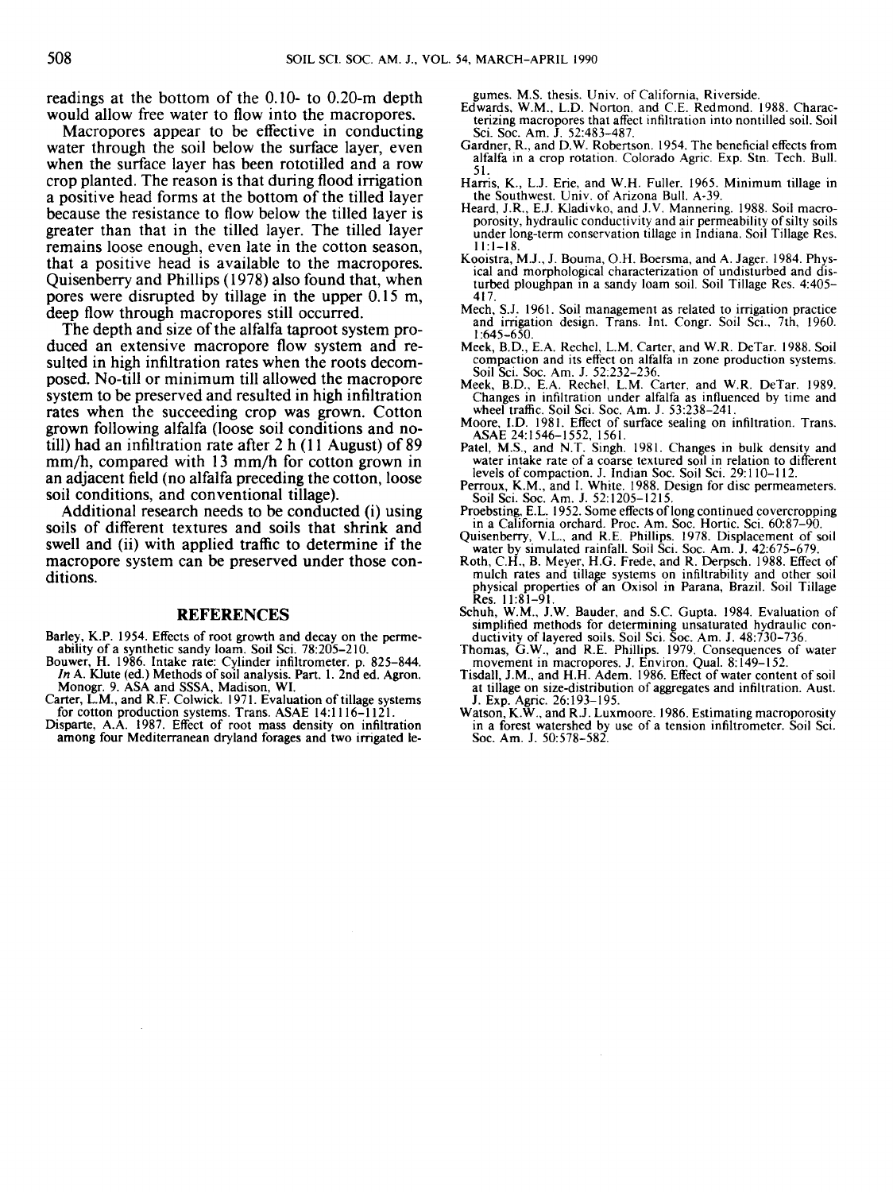readings at the bottom of the 0.10- to 0.20-m depth would allow free water to flow into the macropores.

Macropores appear to be effective in conducting water through the soil below the surface layer, even when the surface layer has been rototilled and a row crop planted. The reason is that during flood irrigation a positive head forms at the bottom of the tilled layer because the resistance to flow below the tilled layer is greater than that in the tilled layer. The tilled layer remains loose enough, even late in the cotton season, that a positive head is available to the macropores. Quisenberry and Phillips (1978) also found that, when pores were disrupted by tillage in the upper 0.15 m, deep flow through macropores still occurred.

The depth and size of the alfalfa taproot system produced an extensive macropore flow system and resulted in high infiltration rates when the roots decomposed. No-till or minimum till allowed the macropore system to be preserved and resulted in high infiltration rates when the succeeding crop was grown. Cotton grown following alfalfa (loose soil conditions and no-till) had an infiltration rate after 2 h (11 August) of 89 mm/h, compared with 13 mm/h for cotton grown in an adjacent field (no alfalfa preceding the cotton, loose soil conditions, and conventional tillage).

Additional research needs to be conducted (i) using soils of different textures and soils that shrink and swell and (ii) with applied traffic to determine if the macropore system can be preserved under those conditions.

## REFERENCES

Barley, K.P. 1954. Effects of root growth and decay on the permeability of a synthetic sandy loam. Soil Sci. 78:205–210.

Bouwer, H. 1986. Intake rate: Cylinder infiltrometer. p. 825–844. *In* A. Klute (ed.) Methods of soil analysis. Part. 1. 2nd ed. Agron. Monogr. 9. ASA and SSSA, Madison, WI.

Carter, L.M., and R.F. Colwick. 1971. Evaluation of tillage systems for cotton production systems. Trans. ASAE 14:1116–1121.

Disparte, A.A. 1987. Effect of root mass density on infiltration among four Mediterranean dryland forages and two irrigated legumes. M.S. thesis. Univ. of California, Riverside.

Edwards, W.M., L.D. Norton, and C.E. Redmond. 1988. Characterizing macropores that affect infiltration into nontilled soil. Soil Sci. Soc. Am. J. 52:483–487.

Gardner, R., and D.W. Robertson. 1954. The beneficial effects from alfalfa in a crop rotation. Colorado Agric. Exp. Stn. Tech. Bull. 51.

Harris, K., L.J. Erie, and W.H. Fuller. 1965. Minimum tillage in the Southwest. Univ. of Arizona Bull. A-39.

Heard, J.R., E.J. Kladivko, and J.V. Mannering. 1988. Soil macroporosity, hydraulic conductivity and air permeability of silty soils under long-term conservation tillage in Indiana. Soil Tillage Res. 11:1–18.

Kooistra, M.J., J. Bouma, O.H. Boersma, and A. Jager. 1984. Physical and morphological characterization of undisturbed and disturbed ploughpan in a sandy loam soil. Soil Tillage Res. 4:405–417.

Mech, S.J. 1961. Soil management as related to irrigation practice and irrigation design. Trans. Int. Congr. Soil Sci., 7th, 1960. 1:645–650.

Meek, B.D., E.A. Rechel, L.M. Carter, and W.R. DeTar. 1988. Soil compaction and its effect on alfalfa in zone production systems. Soil Sci. Soc. Am. J. 52:232–236.

Meek, B.D., E.A. Rechel, L.M. Carter, and W.R. DeTar. 1989. Changes in infiltration under alfalfa as influenced by time and wheel traffic. Soil Sci. Soc. Am. J. 53:238–241.

Moore, I.D. 1981. Effect of surface sealing on infiltration. Trans. ASAE 24:1546–1552, 1561.

Patel, M.S., and N.T. Singh. 1981. Changes in bulk density and water intake rate of a coarse textured soil in relation to different levels of compaction. J. Indian Soc. Soil Sci. 29:110–112.

Perroux, K.M., and I. White. 1988. Design for disc permeameters. Soil Sci. Soc. Am. J. 52:1205–1215.

Proebsting, E.L. 1952. Some effects of long continued covercropping in a California orchard. Proc. Am. Soc. Hortic. Sci. 60:87–90.

Quisenberry, V.L., and R.E. Phillips. 1978. Displacement of soil water by simulated rainfall. Soil Sci. Soc. Am. J. 42:675–679.

Roth, C.H., B. Meyer, H.G. Frede, and R. Derpsch. 1988. Effect of mulch rates and tillage systems on infiltrability and other soil physical properties of an Oxisol in Parana, Brazil. Soil Tillage Res. 11:81–91.

Schuh, W.M., J.W. Bauder, and S.C. Gupta. 1984. Evaluation of simplified methods for determining unsaturated hydraulic conductivity of layered soils. Soil Sci. Soc. Am. J. 48:730–736.

Thomas, G.W., and R.E. Phillips. 1979. Consequences of water movement in macropores. J. Environ. Qual. 8:149–152.

Tisdall, J.M., and H.H. Adem. 1986. Effect of water content of soil at tillage on size-distribution of aggregates and infiltration. Aust. J. Exp. Agric. 26:193–195.

Watson, K.W., and R.J. Luxmoore. 1986. Estimating macroporosity in a forest watershed by use of a tension infiltrometer. Soil Sci. Soc. Am. J. 50:578–582.